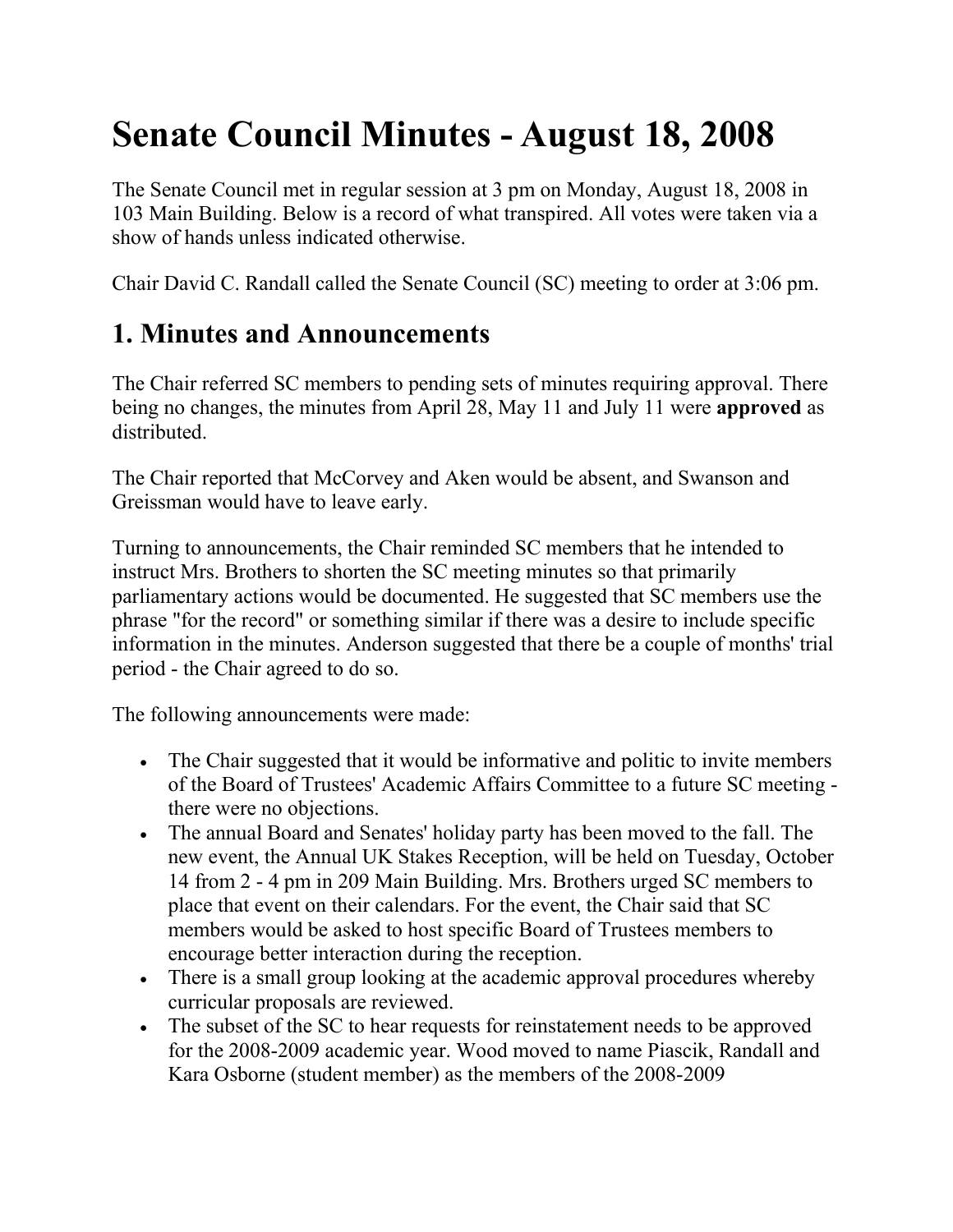# Senate Council Minutes - August 18, 2008

The Senate Council met in regular session at 3 pm on Monday, August 18, 2008 in 103 Main Building. Below is a record of what transpired. All votes were taken via a show of hands unless indicated otherwise.

Chair David C. Randall called the Senate Council (SC) meeting to order at 3:06 pm.

## 1. Minutes and Announcements

The Chair referred SC members to pending sets of minutes requiring approval. There being no changes, the minutes from April 28, May 11 and July 11 were **approved** as distributed.

The Chair reported that McCorvey and Aken would be absent, and Swanson and Greissman would have to leave early.

Turning to announcements, the Chair reminded SC members that he intended to instruct Mrs. Brothers to shorten the SC meeting minutes so that primarily parliamentary actions would be documented. He suggested that SC members use the phrase "for the record" or something similar if there was a desire to include specific information in the minutes. Anderson suggested that there be a couple of months' trial period - the Chair agreed to do so.

The following announcements were made:

- The Chair suggested that it would be informative and politic to invite members of the Board of Trustees' Academic Affairs Committee to a future SC meeting - there were no objections.
- The annual Board and Senates' holiday party has been moved to the fall. The new event, the Annual UK Stakes Reception, will be held on Tuesday, October 14 from 2 - 4 pm in 209 Main Building. Mrs. Brothers urged SC members to place that event on their calendars. For the event, the Chair said that SC members would be asked to host specific Board of Trustees members to encourage better interaction during the reception.
- There is a small group looking at the academic approval procedures whereby curricular proposals are reviewed.
- The subset of the SC to hear requests for reinstatement needs to be approved for the 2008-2009 academic year. Wood moved to name Piascik, Randall and Kara Osborne (student member) as the members of the 2008-2009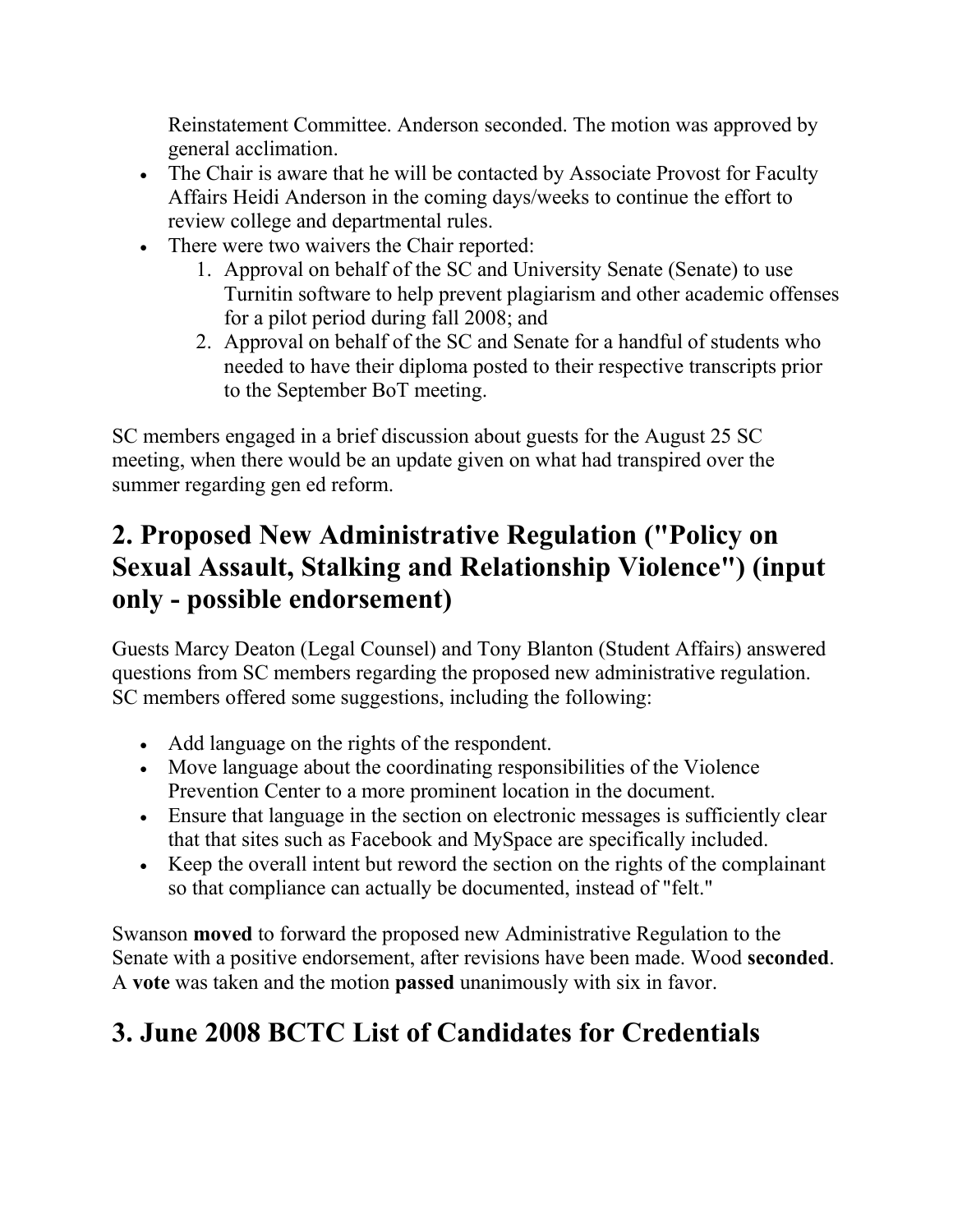Reinstatement Committee. Anderson seconded. The motion was approved by general acclimation.

- The Chair is aware that he will be contacted by Associate Provost for Faculty Affairs Heidi Anderson in the coming days/weeks to continue the effort to review college and departmental rules.
- There were two waivers the Chair reported:
  1. Approval on behalf of the SC and University Senate (Senate) to use Turnitin software to help prevent plagiarism and other academic offenses for a pilot period during fall 2008; and
  2. Approval on behalf of the SC and Senate for a handful of students who needed to have their diploma posted to their respective transcripts prior to the September BoT meeting.

SC members engaged in a brief discussion about guests for the August 25 SC meeting, when there would be an update given on what had transpired over the summer regarding gen ed reform.

## 2. Proposed New Administrative Regulation ("Policy on Sexual Assault, Stalking and Relationship Violence") (input only - possible endorsement)

Guests Marcy Deaton (Legal Counsel) and Tony Blanton (Student Affairs) answered questions from SC members regarding the proposed new administrative regulation. SC members offered some suggestions, including the following:

- Add language on the rights of the respondent.
- Move language about the coordinating responsibilities of the Violence Prevention Center to a more prominent location in the document.
- Ensure that language in the section on electronic messages is sufficiently clear that that sites such as Facebook and MySpace are specifically included.
- Keep the overall intent but reword the section on the rights of the complainant so that compliance can actually be documented, instead of "felt."

Swanson **moved** to forward the proposed new Administrative Regulation to the Senate with a positive endorsement, after revisions have been made. Wood **seconded**. A **vote** was taken and the motion **passed** unanimously with six in favor.

## 3. June 2008 BCTC List of Candidates for Credentials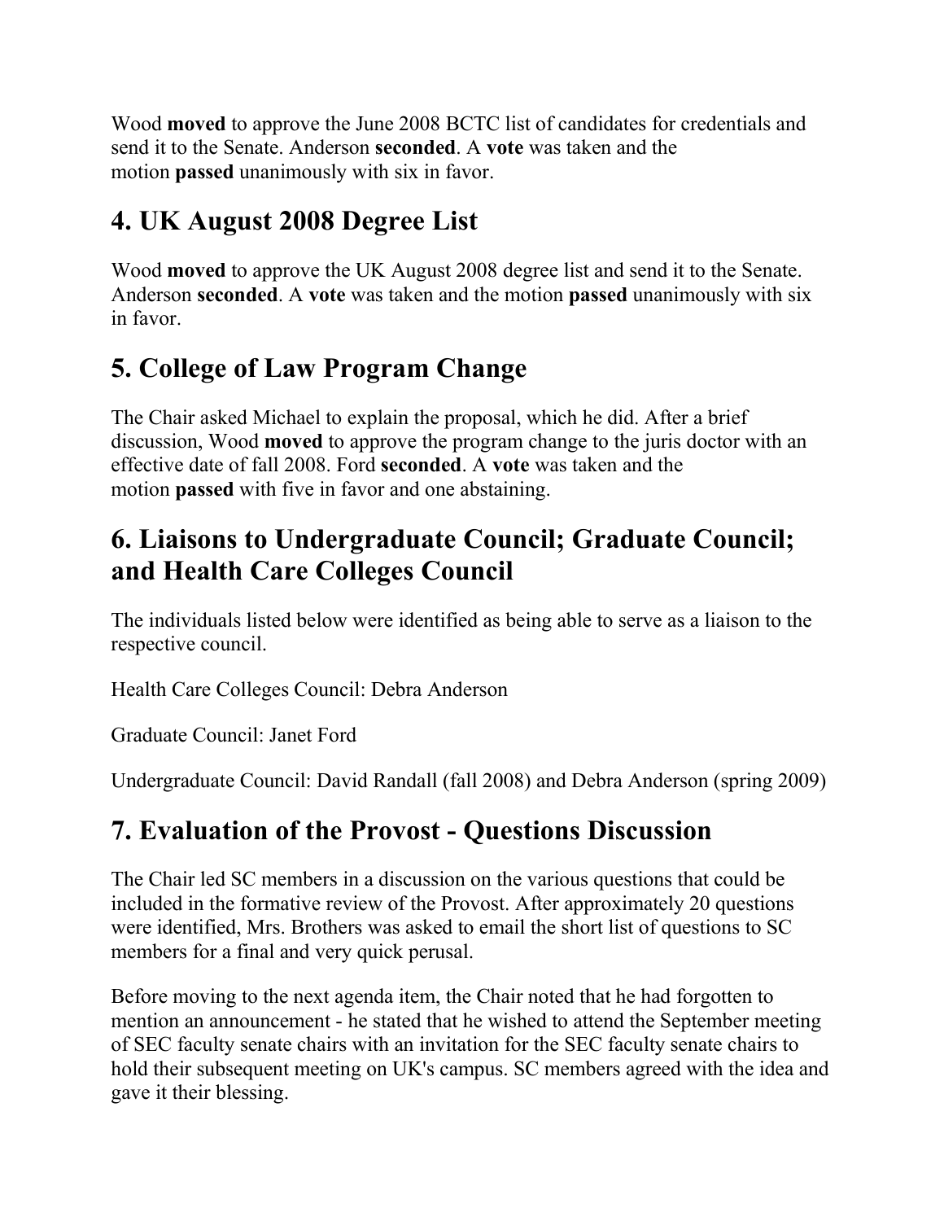Wood **moved** to approve the June 2008 BCTC list of candidates for credentials and send it to the Senate. Anderson **seconded**. A **vote** was taken and the motion **passed** unanimously with six in favor.

## 4. UK August 2008 Degree List

Wood **moved** to approve the UK August 2008 degree list and send it to the Senate. Anderson **seconded**. A **vote** was taken and the motion **passed** unanimously with six in favor.

## 5. College of Law Program Change

The Chair asked Michael to explain the proposal, which he did. After a brief discussion, Wood **moved** to approve the program change to the juris doctor with an effective date of fall 2008. Ford **seconded**. A **vote** was taken and the motion **passed** with five in favor and one abstaining.

## 6. Liaisons to Undergraduate Council; Graduate Council; and Health Care Colleges Council

The individuals listed below were identified as being able to serve as a liaison to the respective council.

Health Care Colleges Council: Debra Anderson

Graduate Council: Janet Ford

Undergraduate Council: David Randall (fall 2008) and Debra Anderson (spring 2009)

## 7. Evaluation of the Provost - Questions Discussion

The Chair led SC members in a discussion on the various questions that could be included in the formative review of the Provost. After approximately 20 questions were identified, Mrs. Brothers was asked to email the short list of questions to SC members for a final and very quick perusal.

Before moving to the next agenda item, the Chair noted that he had forgotten to mention an announcement - he stated that he wished to attend the September meeting of SEC faculty senate chairs with an invitation for the SEC faculty senate chairs to hold their subsequent meeting on UK's campus. SC members agreed with the idea and gave it their blessing.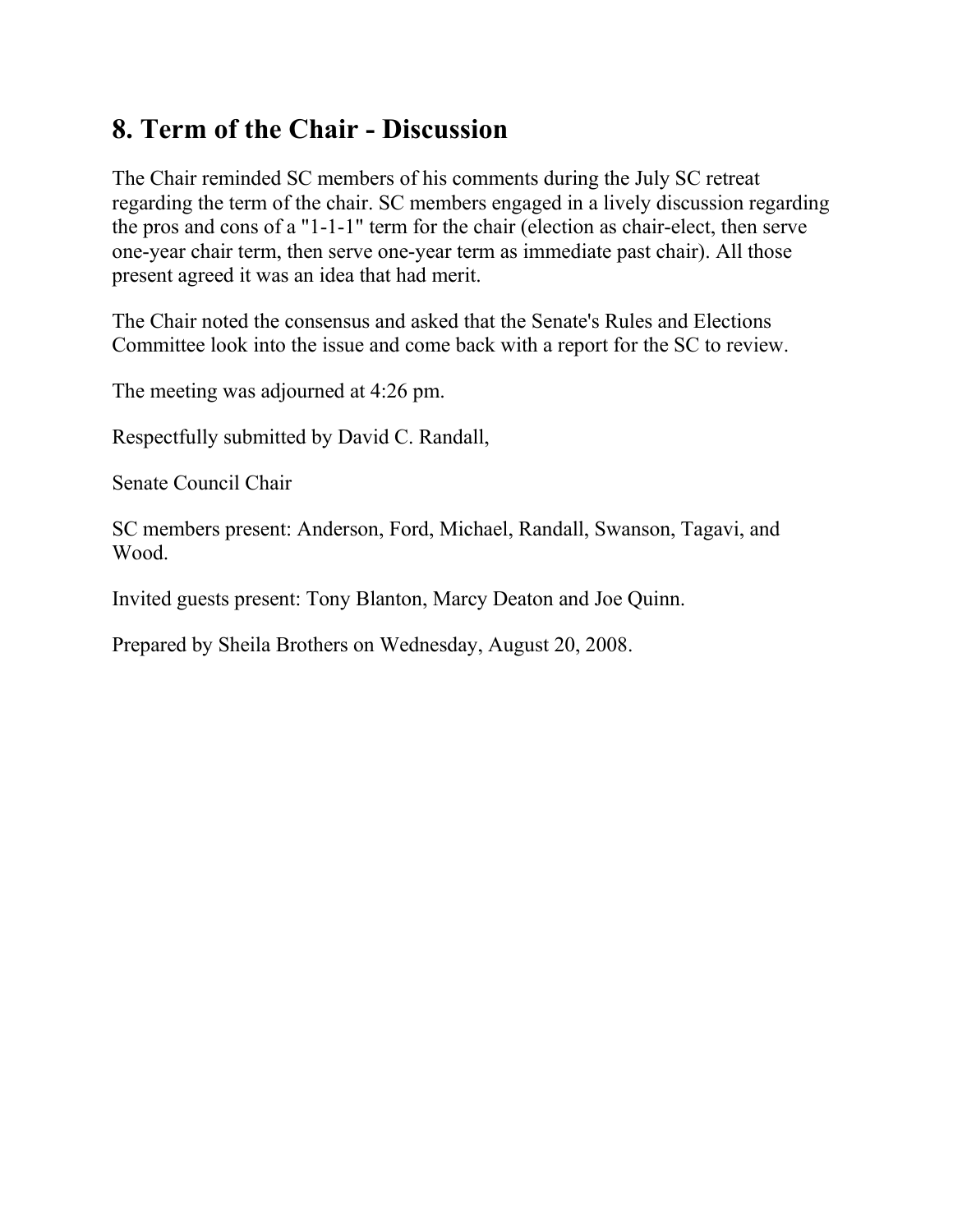## 8. Term of the Chair - Discussion

The Chair reminded SC members of his comments during the July SC retreat regarding the term of the chair. SC members engaged in a lively discussion regarding the pros and cons of a "1-1-1" term for the chair (election as chair-elect, then serve one-year chair term, then serve one-year term as immediate past chair). All those present agreed it was an idea that had merit.

The Chair noted the consensus and asked that the Senate's Rules and Elections Committee look into the issue and come back with a report for the SC to review.

The meeting was adjourned at 4:26 pm.

Respectfully submitted by David C. Randall,

Senate Council Chair

SC members present: Anderson, Ford, Michael, Randall, Swanson, Tagavi, and Wood.

Invited guests present: Tony Blanton, Marcy Deaton and Joe Quinn.

Prepared by Sheila Brothers on Wednesday, August 20, 2008.